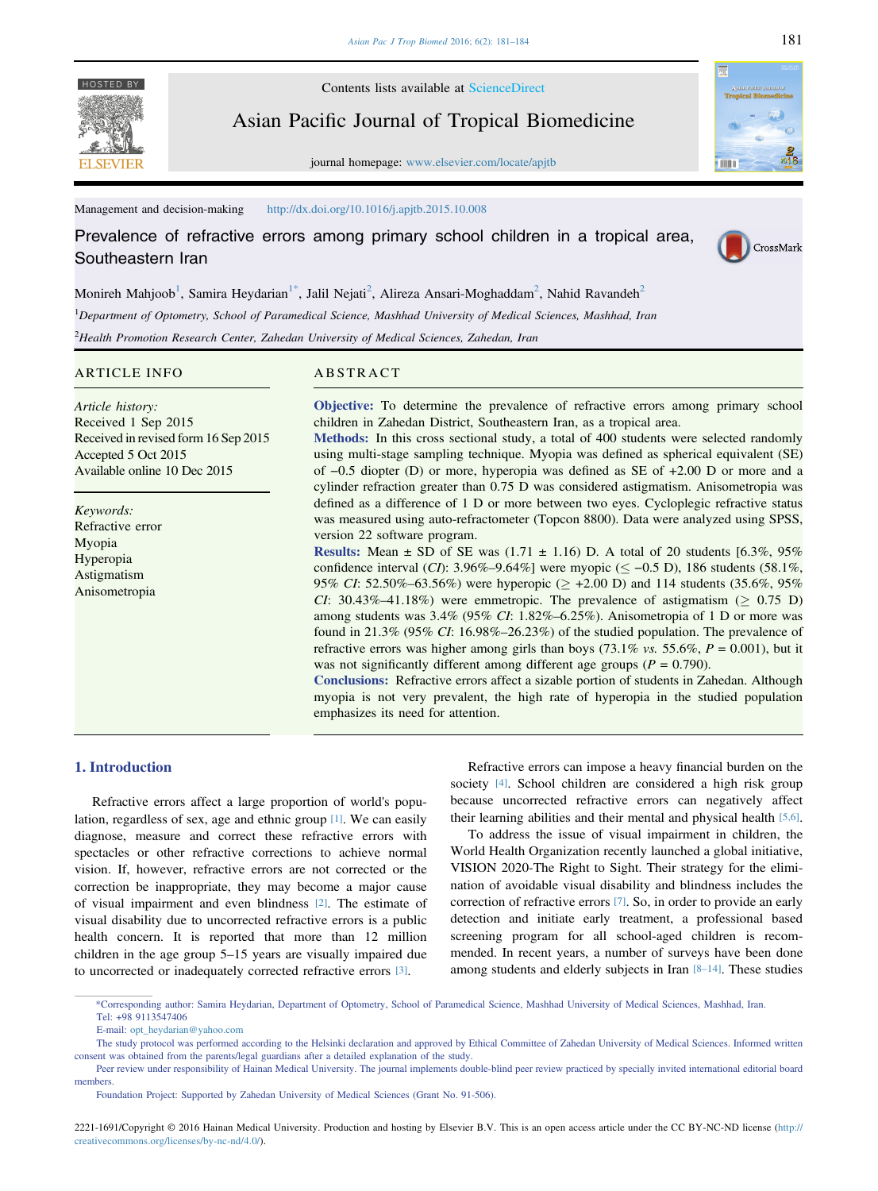Contents lists available at ScienceDirect

Asian Pacific Journal of Tropical Biomedicine

journal homepage: www.elsevier.com/locate/apjtb

Management and decision-making http://dx.doi.org/10.1016/j.apjtb.2015.10.008

# Prevalence of refractive errors among primary school children in a tropical area, Southeastern Iran

Monireh Mahjoob[1], Samira Heydarian[1*], Jalil Nejati[2], Alireza Ansari-Moghaddam[2], Nahid Ravandeh[2]

[1]Department of Optometry, School of Paramedical Science, Mashhad University of Medical Sciences, Mashhad, Iran

[2]Health Promotion Research Center, Zahedan University of Medical Sciences, Zahedan, Iran

## ARTICLE INFO

*Article history:*
Received 1 Sep 2015
Received in revised form 16 Sep 2015
Accepted 5 Oct 2015
Available online 10 Dec 2015

*Keywords:*
Refractive error
Myopia
Hyperopia
Astigmatism
Anisometropia

## ABSTRACT

**Objective:** To determine the prevalence of refractive errors among primary school children in Zahedan District, Southeastern Iran, as a tropical area.

**Methods:** In this cross sectional study, a total of 400 students were selected randomly using multi-stage sampling technique. Myopia was defined as spherical equivalent (SE) of −0.5 diopter (D) or more, hyperopia was defined as SE of +2.00 D or more and a cylinder refraction greater than 0.75 D was considered astigmatism. Anisometropia was defined as a difference of 1 D or more between two eyes. Cycloplegic refractive status was measured using auto-refractometer (Topcon 8800). Data were analyzed using SPSS, version 22 software program.

**Results:** Mean ± SD of SE was (1.71 ± 1.16) D. A total of 20 students [6.3%, 95% confidence interval (*CI*): 3.96%–9.64%] were myopic (≤ −0.5 D), 186 students (58.1%, 95% *CI*: 52.50%–63.56%) were hyperopic (≥ +2.00 D) and 114 students (35.6%, 95% *CI*: 30.43%–41.18%) were emmetropic. The prevalence of astigmatism (≥ 0.75 D) among students was 3.4% (95% *CI*: 1.82%–6.25%). Anisometropia of 1 D or more was found in 21.3% (95% *CI*: 16.98%–26.23%) of the studied population. The prevalence of refractive errors was higher among girls than boys (73.1% *vs.* 55.6%, $P = 0.001$), but it was not significantly different among different age groups ($P = 0.790$).

**Conclusions:** Refractive errors affect a sizable portion of students in Zahedan. Although myopia is not very prevalent, the high rate of hyperopia in the studied population emphasizes its need for attention.

## 1. Introduction

Refractive errors affect a large proportion of world's population, regardless of sex, age and ethnic group [1]. We can easily diagnose, measure and correct these refractive errors with spectacles or other refractive corrections to achieve normal vision. If, however, refractive errors are not corrected or the correction be inappropriate, they may become a major cause of visual impairment and even blindness [2]. The estimate of visual disability due to uncorrected refractive errors is a public health concern. It is reported that more than 12 million children in the age group 5–15 years are visually impaired due to uncorrected or inadequately corrected refractive errors [3].

Refractive errors can impose a heavy financial burden on the society [4]. School children are considered a high risk group because uncorrected refractive errors can negatively affect their learning abilities and their mental and physical health [5,6].

To address the issue of visual impairment in children, the World Health Organization recently launched a global initiative, VISION 2020-The Right to Sight. Their strategy for the elimination of avoidable visual disability and blindness includes the correction of refractive errors [7]. So, in order to provide an early detection and initiate early treatment, a professional based screening program for all school-aged children is recommended. In recent years, a number of surveys have been done among students and elderly subjects in Iran [8–14]. These studies

*Corresponding author: Samira Heydarian, Department of Optometry, School of Paramedical Science, Mashhad University of Medical Sciences, Mashhad, Iran.
Tel: +98 9113547406
E-mail: opt_heydarian@yahoo.com

The study protocol was performed according to the Helsinki declaration and approved by Ethical Committee of Zahedan University of Medical Sciences. Informed written consent was obtained from the parents/legal guardians after a detailed explanation of the study.

Peer review under responsibility of Hainan Medical University. The journal implements double-blind peer review practiced by specially invited international editorial board members.

Foundation Project: Supported by Zahedan University of Medical Sciences (Grant No. 91-506).

2221-1691/Copyright © 2016 Hainan Medical University. Production and hosting by Elsevier B.V. This is an open access article under the CC BY-NC-ND license (http://creativecommons.org/licenses/by-nc-nd/4.0/).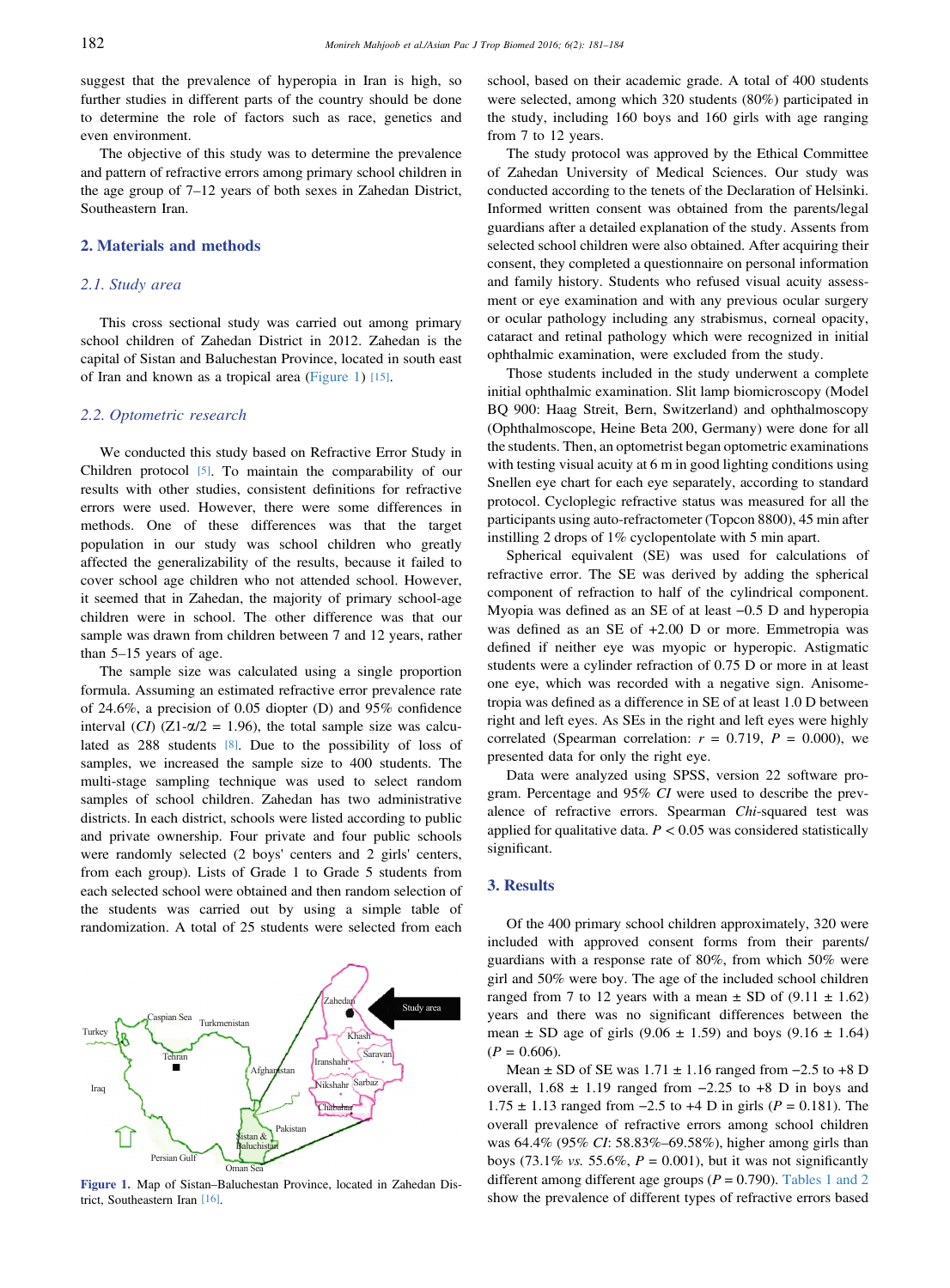suggest that the prevalence of hyperopia in Iran is high, so further studies in different parts of the country should be done to determine the role of factors such as race, genetics and even environment.

The objective of this study was to determine the prevalence and pattern of refractive errors among primary school children in the age group of 7–12 years of both sexes in Zahedan District, Southeastern Iran.

## 2. Materials and methods

### 2.1. Study area

This cross sectional study was carried out among primary school children of Zahedan District in 2012. Zahedan is the capital of Sistan and Baluchestan Province, located in south east of Iran and known as a tropical area (Figure 1) [15].

### 2.2. Optometric research

We conducted this study based on Refractive Error Study in Children protocol [5]. To maintain the comparability of our results with other studies, consistent definitions for refractive errors were used. However, there were some differences in methods. One of these differences was that the target population in our study was school children who greatly affected the generalizability of the results, because it failed to cover school age children who not attended school. However, it seemed that in Zahedan, the majority of primary school-age children were in school. The other difference was that our sample was drawn from children between 7 and 12 years, rather than 5–15 years of age.

The sample size was calculated using a single proportion formula. Assuming an estimated refractive error prevalence rate of 24.6%, a precision of 0.05 diopter (D) and 95% confidence interval (*CI*) ($Z1\text{-}\alpha/2 = 1.96$), the total sample size was calculated as 288 students [8]. Due to the possibility of loss of samples, we increased the sample size to 400 students. The multi-stage sampling technique was used to select random samples of school children. Zahedan has two administrative districts. In each district, schools were listed according to public and private ownership. Four private and four public schools were randomly selected (2 boys' centers and 2 girls' centers, from each group). Lists of Grade 1 to Grade 5 students from each selected school were obtained and then random selection of the students was carried out by using a simple table of randomization. A total of 25 students were selected from each

Figure 1. Map of Sistan–Baluchestan Province, located in Zahedan District, Southeastern Iran [16].

school, based on their academic grade. A total of 400 students were selected, among which 320 students (80%) participated in the study, including 160 boys and 160 girls with age ranging from 7 to 12 years.

The study protocol was approved by the Ethical Committee of Zahedan University of Medical Sciences. Our study was conducted according to the tenets of the Declaration of Helsinki. Informed written consent was obtained from the parents/legal guardians after a detailed explanation of the study. Assents from selected school children were also obtained. After acquiring their consent, they completed a questionnaire on personal information and family history. Students who refused visual acuity assessment or eye examination and with any previous ocular surgery or ocular pathology including any strabismus, corneal opacity, cataract and retinal pathology which were recognized in initial ophthalmic examination, were excluded from the study.

Those students included in the study underwent a complete initial ophthalmic examination. Slit lamp biomicroscopy (Model BQ 900: Haag Streit, Bern, Switzerland) and ophthalmoscopy (Ophthalmoscope, Heine Beta 200, Germany) were done for all the students. Then, an optometrist began optometric examinations with testing visual acuity at 6 m in good lighting conditions using Snellen eye chart for each eye separately, according to standard protocol. Cycloplegic refractive status was measured for all the participants using auto-refractometer (Topcon 8800), 45 min after instilling 2 drops of 1% cyclopentolate with 5 min apart.

Spherical equivalent (SE) was used for calculations of refractive error. The SE was derived by adding the spherical component of refraction to half of the cylindrical component. Myopia was defined as an SE of at least −0.5 D and hyperopia was defined as an SE of +2.00 D or more. Emmetropia was defined if neither eye was myopic or hyperopic. Astigmatic students were a cylinder refraction of 0.75 D or more in at least one eye, which was recorded with a negative sign. Anisometropia was defined as a difference in SE of at least 1.0 D between right and left eyes. As SEs in the right and left eyes were highly correlated (Spearman correlation: $r = 0.719$, $P = 0.000$), we presented data for only the right eye.

Data were analyzed using SPSS, version 22 software program. Percentage and 95% *CI* were used to describe the prevalence of refractive errors. Spearman *Chi*-squared test was applied for qualitative data. $P < 0.05$ was considered statistically significant.

## 3. Results

Of the 400 primary school children approximately, 320 were included with approved consent forms from their parents/guardians with a response rate of 80%, from which 50% were girl and 50% were boy. The age of the included school children ranged from 7 to 12 years with a mean ± SD of (9.11 ± 1.62) years and there was no significant differences between the mean ± SD age of girls (9.06 ± 1.59) and boys (9.16 ± 1.64) ($P = 0.606$).

Mean ± SD of SE was 1.71 ± 1.16 ranged from −2.5 to +8 D overall, 1.68 ± 1.19 ranged from −2.25 to +8 D in boys and 1.75 ± 1.13 ranged from −2.5 to +4 D in girls ($P = 0.181$). The overall prevalence of refractive errors among school children was 64.4% (95% *CI*: 58.83%–69.58%), higher among girls than boys (73.1% *vs.* 55.6%, $P = 0.001$), but it was not significantly different among different age groups ($P = 0.790$). Tables 1 and 2 show the prevalence of different types of refractive errors based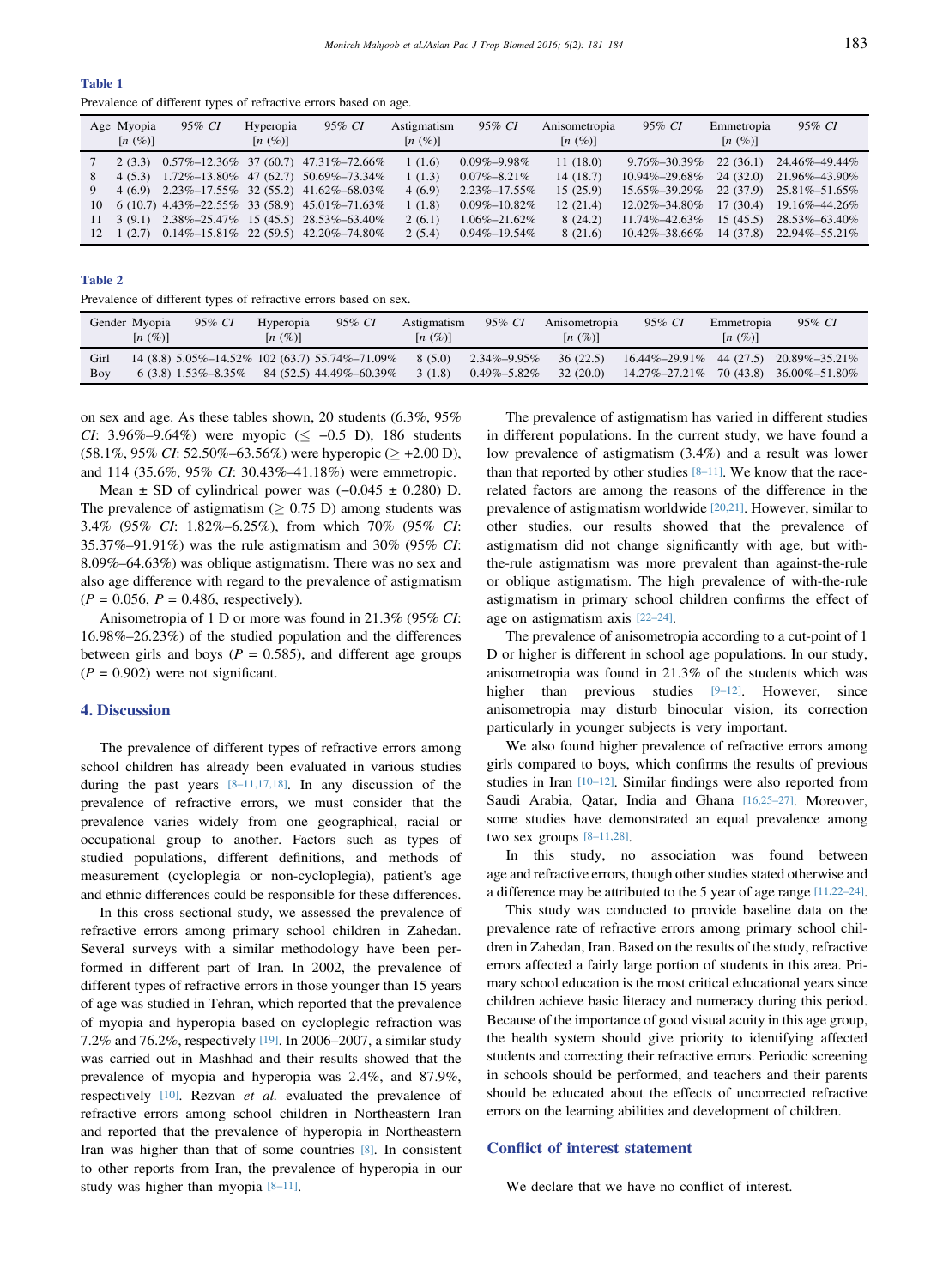**Table 1**

Prevalence of different types of refractive errors based on age.

| Age | Myopia [n (%)] | 95% CI | Hyperopia [n (%)] | 95% CI | Astigmatism [n (%)] | 95% CI | Anisometropia [n (%)] | 95% CI | Emmetropia [n (%)] | 95% CI |
|---|---|---|---|---|---|---|---|---|---|---|
| 7 | 2 (3.3) | 0.57%–12.36% | 37 (60.7) | 47.31%–72.66% | 1 (1.6) | 0.09%–9.98% | 11 (18.0) | 9.76%–30.39% | 22 (36.1) | 24.46%–49.44% |
| 8 | 4 (5.3) | 1.72%–13.80% | 47 (62.7) | 50.69%–73.34% | 1 (1.3) | 0.07%–8.21% | 14 (18.7) | 10.94%–29.68% | 24 (32.0) | 21.96%–43.90% |
| 9 | 4 (6.9) | 2.23%–17.55% | 32 (55.2) | 41.62%–68.03% | 4 (6.9) | 2.23%–17.55% | 15 (25.9) | 15.65%–39.29% | 22 (37.9) | 25.81%–51.65% |
| 10 | 6 (10.7) | 4.43%–22.55% | 33 (58.9) | 45.01%–71.63% | 1 (1.8) | 0.09%–10.82% | 12 (21.4) | 12.02%–34.80% | 17 (30.4) | 19.16%–44.26% |
| 11 | 3 (9.1) | 2.38%–25.47% | 15 (45.5) | 28.53%–63.40% | 2 (6.1) | 1.06%–21.62% | 8 (24.2) | 11.74%–42.63% | 15 (45.5) | 28.53%–63.40% |
| 12 | 1 (2.7) | 0.14%–15.81% | 22 (59.5) | 42.20%–74.80% | 2 (5.4) | 0.94%–19.54% | 8 (21.6) | 10.42%–38.66% | 14 (37.8) | 22.94%–55.21% |

**Table 2**

Prevalence of different types of refractive errors based on sex.

| Gender | Myopia [n (%)] | 95% CI | Hyperopia [n (%)] | 95% CI | Astigmatism [n (%)] | 95% CI | Anisometropia [n (%)] | 95% CI | Emmetropia [n (%)] | 95% CI |
|---|---|---|---|---|---|---|---|---|---|---|
| Girl | 14 (8.8) | 5.05%–14.52% | 102 (63.7) | 55.74%–71.09% | 8 (5.0) | 2.34%–9.95% | 36 (22.5) | 16.44%–29.91% | 44 (27.5) | 20.89%–35.21% |
| Boy | 6 (3.8) | 1.53%–8.35% | 84 (52.5) | 44.49%–60.39% | 3 (1.8) | 0.49%–5.82% | 32 (20.0) | 14.27%–27.21% | 70 (43.8) | 36.00%–51.80% |

on sex and age. As these tables shown, 20 students (6.3%, 95% *CI*: 3.96%–9.64%) were myopic (≤ −0.5 D), 186 students (58.1%, 95% *CI*: 52.50%–63.56%) were hyperopic (≥ +2.00 D), and 114 (35.6%, 95% *CI*: 30.43%–41.18%) were emmetropic.

Mean ± SD of cylindrical power was (−0.045 ± 0.280) D. The prevalence of astigmatism (≥ 0.75 D) among students was 3.4% (95% *CI*: 1.82%–6.25%), from which 70% (95% *CI*: 35.37%–91.91%) was the rule astigmatism and 30% (95% *CI*: 8.09%–64.63%) was oblique astigmatism. There was no sex and also age difference with regard to the prevalence of astigmatism ($P = 0.056$, $P = 0.486$, respectively).

Anisometropia of 1 D or more was found in 21.3% (95% *CI*: 16.98%–26.23%) of the studied population and the differences between girls and boys ($P = 0.585$), and different age groups ($P = 0.902$) were not significant.

## 4. Discussion

The prevalence of different types of refractive errors among school children has already been evaluated in various studies during the past years [8–11,17,18]. In any discussion of the prevalence of refractive errors, we must consider that the prevalence varies widely from one geographical, racial or occupational group to another. Factors such as types of studied populations, different definitions, and methods of measurement (cycloplegia or non-cycloplegia), patient's age and ethnic differences could be responsible for these differences.

In this cross sectional study, we assessed the prevalence of refractive errors among primary school children in Zahedan. Several surveys with a similar methodology have been performed in different part of Iran. In 2002, the prevalence of different types of refractive errors in those younger than 15 years of age was studied in Tehran, which reported that the prevalence of myopia and hyperopia based on cycloplegic refraction was 7.2% and 76.2%, respectively [19]. In 2006–2007, a similar study was carried out in Mashhad and their results showed that the prevalence of myopia and hyperopia was 2.4%, and 87.9%, respectively [10]. Rezvan *et al.* evaluated the prevalence of refractive errors among school children in Northeastern Iran and reported that the prevalence of hyperopia in Northeastern Iran was higher than that of some countries [8]. In consistent to other reports from Iran, the prevalence of hyperopia in our study was higher than myopia [8–11].

The prevalence of astigmatism has varied in different studies in different populations. In the current study, we have found a low prevalence of astigmatism (3.4%) and a result was lower than that reported by other studies [8–11]. We know that the race-related factors are among the reasons of the difference in the prevalence of astigmatism worldwide [20,21]. However, similar to other studies, our results showed that the prevalence of astigmatism did not change significantly with age, but with-the-rule astigmatism was more prevalent than against-the-rule or oblique astigmatism. The high prevalence of with-the-rule astigmatism in primary school children confirms the effect of age on astigmatism axis [22–24].

The prevalence of anisometropia according to a cut-point of 1 D or higher is different in school age populations. In our study, anisometropia was found in 21.3% of the students which was higher than previous studies [9–12]. However, since anisometropia may disturb binocular vision, its correction particularly in younger subjects is very important.

We also found higher prevalence of refractive errors among girls compared to boys, which confirms the results of previous studies in Iran [10–12]. Similar findings were also reported from Saudi Arabia, Qatar, India and Ghana [16,25–27]. Moreover, some studies have demonstrated an equal prevalence among two sex groups [8–11,28].

In this study, no association was found between age and refractive errors, though other studies stated otherwise and a difference may be attributed to the 5 year of age range [11,22–24].

This study was conducted to provide baseline data on the prevalence rate of refractive errors among primary school children in Zahedan, Iran. Based on the results of the study, refractive errors affected a fairly large portion of students in this area. Primary school education is the most critical educational years since children achieve basic literacy and numeracy during this period. Because of the importance of good visual acuity in this age group, the health system should give priority to identifying affected students and correcting their refractive errors. Periodic screening in schools should be performed, and teachers and their parents should be educated about the effects of uncorrected refractive errors on the learning abilities and development of children.

## Conflict of interest statement

We declare that we have no conflict of interest.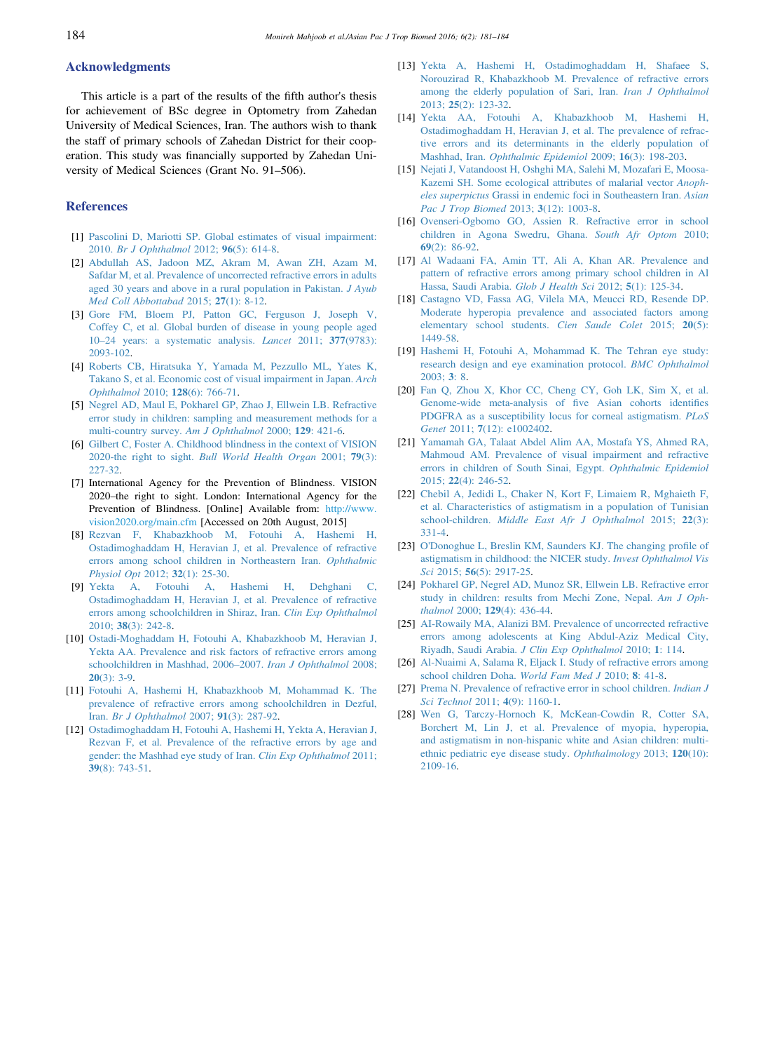## Acknowledgments

This article is a part of the results of the fifth author's thesis for achievement of BSc degree in Optometry from Zahedan University of Medical Sciences, Iran. The authors wish to thank the staff of primary schools of Zahedan District for their cooperation. This study was financially supported by Zahedan University of Medical Sciences (Grant No. 91–506).

## References

[1] Pascolini D, Mariotti SP. Global estimates of visual impairment: 2010. *Br J Ophthalmol* 2012; **96**(5): 614-8.

[2] Abdullah AS, Jadoon MZ, Akram M, Awan ZH, Azam M, Safdar M, et al. Prevalence of uncorrected refractive errors in adults aged 30 years and above in a rural population in Pakistan. *J Ayub Med Coll Abbottabad* 2015; **27**(1): 8-12.

[3] Gore FM, Bloem PJ, Patton GC, Ferguson J, Joseph V, Coffey C, et al. Global burden of disease in young people aged 10–24 years: a systematic analysis. *Lancet* 2011; **377**(9783): 2093-102.

[4] Roberts CB, Hiratsuka Y, Yamada M, Pezzullo ML, Yates K, Takano S, et al. Economic cost of visual impairment in Japan. *Arch Ophthalmol* 2010; **128**(6): 766-71.

[5] Negrel AD, Maul E, Pokharel GP, Zhao J, Ellwein LB. Refractive error study in children: sampling and measurement methods for a multi-country survey. *Am J Ophthalmol* 2000; **129**: 421-6.

[6] Gilbert C, Foster A. Childhood blindness in the context of VISION 2020-the right to sight. *Bull World Health Organ* 2001; **79**(3): 227-32.

[7] International Agency for the Prevention of Blindness. VISION 2020–the right to sight. London: International Agency for the Prevention of Blindness. [Online] Available from: http://www.vision2020.org/main.cfm [Accessed on 20th August, 2015]

[8] Rezvan F, Khabazkhoob M, Fotouhi A, Hashemi H, Ostadimoghaddam H, Heravian J, et al. Prevalence of refractive errors among school children in Northeastern Iran. *Ophthalmic Physiol Opt* 2012; **32**(1): 25-30.

[9] Yekta A, Fotouhi A, Hashemi H, Dehghani C, Ostadimoghaddam H, Heravian J, et al. Prevalence of refractive errors among schoolchildren in Shiraz, Iran. *Clin Exp Ophthalmol* 2010; **38**(3): 242-8.

[10] Ostadi-Moghaddam H, Fotouhi A, Khabazkhoob M, Heravian J, Yekta AA. Prevalence and risk factors of refractive errors among schoolchildren in Mashhad, 2006–2007. *Iran J Ophthalmol* 2008; **20**(3): 3-9.

[11] Fotouhi A, Hashemi H, Khabazkhoob M, Mohammad K. The prevalence of refractive errors among schoolchildren in Dezful, Iran. *Br J Ophthalmol* 2007; **91**(3): 287-92.

[12] Ostadimoghaddam H, Fotouhi A, Hashemi H, Yekta A, Heravian J, Rezvan F, et al. Prevalence of the refractive errors by age and gender: the Mashhad eye study of Iran. *Clin Exp Ophthalmol* 2011; **39**(8): 743-51.

[13] Yekta A, Hashemi H, Ostadimoghaddam H, Shafaee S, Norouzirad R, Khabazkhoob M. Prevalence of refractive errors among the elderly population of Sari, Iran. *Iran J Ophthalmol* 2013; **25**(2): 123-32.

[14] Yekta AA, Fotouhi A, Khabazkhoob M, Hashemi H, Ostadimoghaddam H, Heravian J, et al. The prevalence of refractive errors and its determinants in the elderly population of Mashhad, Iran. *Ophthalmic Epidemiol* 2009; **16**(3): 198-203.

[15] Nejati J, Vatandoost H, Oshghi MA, Salehi M, Mozafari E, Moosa-Kazemi SH. Some ecological attributes of malarial vector *Anopheles superpictus* Grassi in endemic foci in Southeastern Iran. *Asian Pac J Trop Biomed* 2013; **3**(12): 1003-8.

[16] Ovenseri-Ogbomo GO, Assien R. Refractive error in school children in Agona Swedru, Ghana. *South Afr Optom* 2010; **69**(2): 86-92.

[17] Al Wadaani FA, Amin TT, Ali A, Khan AR. Prevalence and pattern of refractive errors among primary school children in Al Hassa, Saudi Arabia. *Glob J Health Sci* 2012; **5**(1): 125-34.

[18] Castagno VD, Fassa AG, Vilela MA, Meucci RD, Resende DP. Moderate hyperopia prevalence and associated factors among elementary school students. *Cien Saude Colet* 2015; **20**(5): 1449-58.

[19] Hashemi H, Fotouhi A, Mohammad K. The Tehran eye study: research design and eye examination protocol. *BMC Ophthalmol* 2003; **3**: 8.

[20] Fan Q, Zhou X, Khor CC, Cheng CY, Goh LK, Sim X, et al. Genome-wide meta-analysis of five Asian cohorts identifies PDGFRA as a susceptibility locus for corneal astigmatism. *PLoS Genet* 2011; **7**(12): e1002402.

[21] Yamamah GA, Talaat Abdel Alim AA, Mostafa YS, Ahmed RA, Mahmoud AM. Prevalence of visual impairment and refractive errors in children of South Sinai, Egypt. *Ophthalmic Epidemiol* 2015; **22**(4): 246-52.

[22] Chebil A, Jedidi L, Chaker N, Kort F, Limaiem R, Mghaieth F, et al. Characteristics of astigmatism in a population of Tunisian school-children. *Middle East Afr J Ophthalmol* 2015; **22**(3): 331-4.

[23] O'Donoghue L, Breslin KM, Saunders KJ. The changing profile of astigmatism in childhood: the NICER study. *Invest Ophthalmol Vis Sci* 2015; **56**(5): 2917-25.

[24] Pokharel GP, Negrel AD, Munoz SR, Ellwein LB. Refractive error study in children: results from Mechi Zone, Nepal. *Am J Ophthalmol* 2000; **129**(4): 436-44.

[25] Al-Rowaily MA, Alanizi BM. Prevalence of uncorrected refractive errors among adolescents at King Abdul-Aziz Medical City, Riyadh, Saudi Arabia. *J Clin Exp Ophthalmol* 2010; **1**: 114.

[26] Al-Nuaimi A, Salama R, Eljack I. Study of refractive errors among school children Doha. *World Fam Med J* 2010; **8**: 41-8.

[27] Prema N. Prevalence of refractive error in school children. *Indian J Sci Technol* 2011; **4**(9): 1160-1.

[28] Wen G, Tarczy-Hornoch K, McKean-Cowdin R, Cotter SA, Borchert M, Lin J, et al. Prevalence of myopia, hyperopia, and astigmatism in non-hispanic white and Asian children: multi-ethnic pediatric eye disease study. *Ophthalmology* 2013; **120**(10): 2109-16.